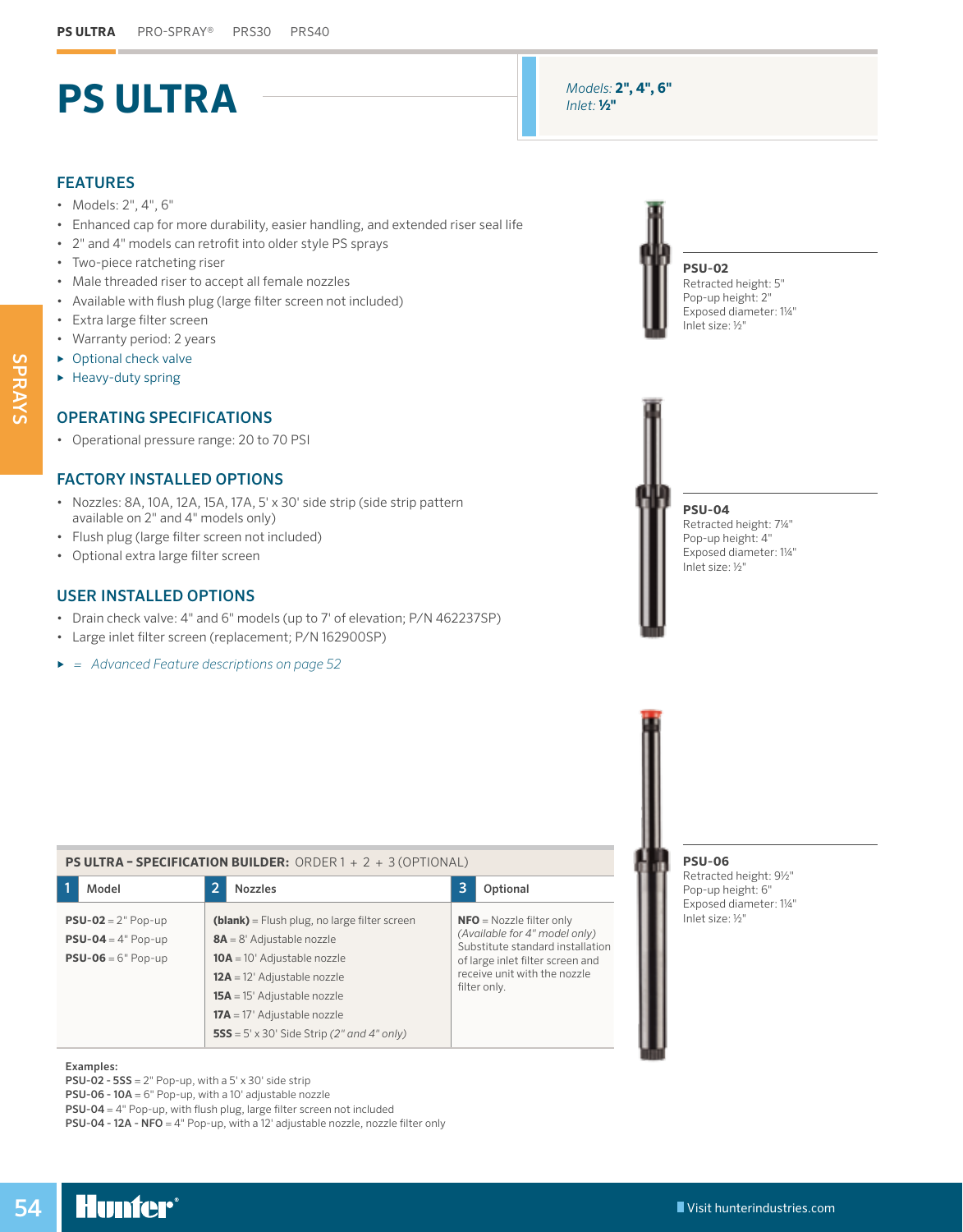# PS ULTRA

*Models:* **2", 4", 6"**
*Inlet:* **½"**

## FEATURES

- Models: 2", 4", 6"
- Enhanced cap for more durability, easier handling, and extended riser seal life
- 2" and 4" models can retrofit into older style PS sprays
- Two-piece ratcheting riser
- Male threaded riser to accept all female nozzles
- Available with flush plug (large filter screen not included)
- Extra large filter screen
- Warranty period: 2 years
- ▸ Optional check valve
- ▸ Heavy-duty spring

## OPERATING SPECIFICATIONS

- Operational pressure range: 20 to 70 PSI

## FACTORY INSTALLED OPTIONS

- Nozzles: 8A, 10A, 12A, 15A, 17A, 5' x 30' side strip (side strip pattern available on 2" and 4" models only)
- Flush plug (large filter screen not included)
- Optional extra large filter screen

## USER INSTALLED OPTIONS

- Drain check valve: 4" and 6" models (up to 7' of elevation; P/N 462237SP)
- Large inlet filter screen (replacement; P/N 162900SP)

▸ = *Advanced Feature descriptions on page 52*

**PSU-02**
Retracted height: 5"
Pop-up height: 2"
Exposed diameter: 1¼"
Inlet size: ½"

**PSU-04**
Retracted height: 7¼"
Pop-up height: 4"
Exposed diameter: 1¼"
Inlet size: ½"

**PSU-06**
Retracted height: 9½"
Pop-up height: 6"
Exposed diameter: 1¼"
Inlet size: ½"

**PS ULTRA – SPECIFICATION BUILDER:** ORDER 1 + 2 + 3 (OPTIONAL)

| 1 Model | 2 Nozzles | 3 Optional |
|---|---|---|
| **PSU-02** = 2" Pop-up<br>**PSU-04** = 4" Pop-up<br>**PSU-06** = 6" Pop-up | **(blank)** = Flush plug, no large filter screen<br>**8A** = 8' Adjustable nozzle<br>**10A** = 10' Adjustable nozzle<br>**12A** = 12' Adjustable nozzle<br>**15A** = 15' Adjustable nozzle<br>**17A** = 17' Adjustable nozzle<br>**5SS** = 5' x 30' Side Strip *(2" and 4" only)* | **NFO** = Nozzle filter only<br>*(Available for 4" model only)*<br>Substitute standard installation of large inlet filter screen and receive unit with the nozzle filter only. |

**Examples:**
**PSU-02 - 5SS** = 2" Pop-up, with a 5' x 30' side strip
**PSU-06 - 10A** = 6" Pop-up, with a 10' adjustable nozzle
**PSU-04** = 4" Pop-up, with flush plug, large filter screen not included
**PSU-04 - 12A - NFO** = 4" Pop-up, with a 12' adjustable nozzle, nozzle filter only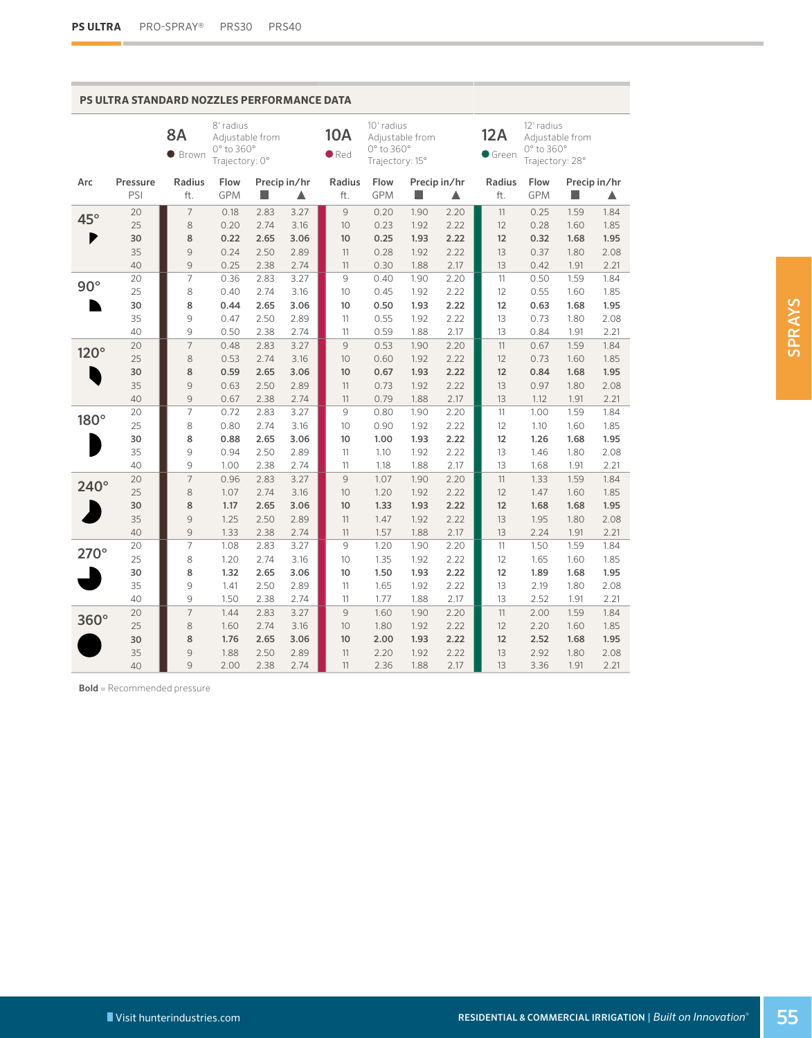## PS ULTRA STANDARD NOZZLES PERFORMANCE DATA

| | | 8A Brown — 8' radius, Adjustable from 0° to 360°, Trajectory: 0° | | | | 10A Red — 10' radius, Adjustable from 0° to 360°, Trajectory: 15° | | | | 12A Green — 12' radius, Adjustable from 0° to 360°, Trajectory: 28° | | | |
|---|---|---|---|---|---|---|---|---|---|---|---|---|---|
| Arc | Pressure PSI | Radius ft. | Flow GPM | Precip in/hr ■ | Precip in/hr ▲ | Radius ft. | Flow GPM | Precip in/hr ■ | Precip in/hr ▲ | Radius ft. | Flow GPM | Precip in/hr ■ | Precip in/hr ▲ |
| 45° | 20 | 7 | 0.18 | 2.83 | 3.27 | 9 | 0.20 | 1.90 | 2.20 | 11 | 0.25 | 1.59 | 1.84 |
| | 25 | 8 | 0.20 | 2.74 | 3.16 | 10 | 0.23 | 1.92 | 2.22 | 12 | 0.28 | 1.60 | 1.85 |
| | **30** | **8** | **0.22** | **2.65** | **3.06** | **10** | **0.25** | **1.93** | **2.22** | **12** | **0.32** | **1.68** | **1.95** |
| | 35 | 9 | 0.24 | 2.50 | 2.89 | 11 | 0.28 | 1.92 | 2.22 | 13 | 0.37 | 1.80 | 2.08 |
| | 40 | 9 | 0.25 | 2.38 | 2.74 | 11 | 0.30 | 1.88 | 2.17 | 13 | 0.42 | 1.91 | 2.21 |
| 90° | 20 | 7 | 0.36 | 2.83 | 3.27 | 9 | 0.40 | 1.90 | 2.20 | 11 | 0.50 | 1.59 | 1.84 |
| | 25 | 8 | 0.40 | 2.74 | 3.16 | 10 | 0.45 | 1.92 | 2.22 | 12 | 0.55 | 1.60 | 1.85 |
| | **30** | **8** | **0.44** | **2.65** | **3.06** | **10** | **0.50** | **1.93** | **2.22** | **12** | **0.63** | **1.68** | **1.95** |
| | 35 | 9 | 0.47 | 2.50 | 2.89 | 11 | 0.55 | 1.92 | 2.22 | 13 | 0.73 | 1.80 | 2.08 |
| | 40 | 9 | 0.50 | 2.38 | 2.74 | 11 | 0.59 | 1.88 | 2.17 | 13 | 0.84 | 1.91 | 2.21 |
| 120° | 20 | 7 | 0.48 | 2.83 | 3.27 | 9 | 0.53 | 1.90 | 2.20 | 11 | 0.67 | 1.59 | 1.84 |
| | 25 | 8 | 0.53 | 2.74 | 3.16 | 10 | 0.60 | 1.92 | 2.22 | 12 | 0.73 | 1.60 | 1.85 |
| | **30** | **8** | **0.59** | **2.65** | **3.06** | **10** | **0.67** | **1.93** | **2.22** | **12** | **0.84** | **1.68** | **1.95** |
| | 35 | 9 | 0.63 | 2.50 | 2.89 | 11 | 0.73 | 1.92 | 2.22 | 13 | 0.97 | 1.80 | 2.08 |
| | 40 | 9 | 0.67 | 2.38 | 2.74 | 11 | 0.79 | 1.88 | 2.17 | 13 | 1.12 | 1.91 | 2.21 |
| 180° | 20 | 7 | 0.72 | 2.83 | 3.27 | 9 | 0.80 | 1.90 | 2.20 | 11 | 1.00 | 1.59 | 1.84 |
| | 25 | 8 | 0.80 | 2.74 | 3.16 | 10 | 0.90 | 1.92 | 2.22 | 12 | 1.10 | 1.60 | 1.85 |
| | **30** | **8** | **0.88** | **2.65** | **3.06** | **10** | **1.00** | **1.93** | **2.22** | **12** | **1.26** | **1.68** | **1.95** |
| | 35 | 9 | 0.94 | 2.50 | 2.89 | 11 | 1.10 | 1.92 | 2.22 | 13 | 1.46 | 1.80 | 2.08 |
| | 40 | 9 | 1.00 | 2.38 | 2.74 | 11 | 1.18 | 1.88 | 2.17 | 13 | 1.68 | 1.91 | 2.21 |
| 240° | 20 | 7 | 0.96 | 2.83 | 3.27 | 9 | 1.07 | 1.90 | 2.20 | 11 | 1.33 | 1.59 | 1.84 |
| | 25 | 8 | 1.07 | 2.74 | 3.16 | 10 | 1.20 | 1.92 | 2.22 | 12 | 1.47 | 1.60 | 1.85 |
| | **30** | **8** | **1.17** | **2.65** | **3.06** | **10** | **1.33** | **1.93** | **2.22** | **12** | **1.68** | **1.68** | **1.95** |
| | 35 | 9 | 1.25 | 2.50 | 2.89 | 11 | 1.47 | 1.92 | 2.22 | 13 | 1.95 | 1.80 | 2.08 |
| | 40 | 9 | 1.33 | 2.38 | 2.74 | 11 | 1.57 | 1.88 | 2.17 | 13 | 2.24 | 1.91 | 2.21 |
| 270° | 20 | 7 | 1.08 | 2.83 | 3.27 | 9 | 1.20 | 1.90 | 2.20 | 11 | 1.50 | 1.59 | 1.84 |
| | 25 | 8 | 1.20 | 2.74 | 3.16 | 10 | 1.35 | 1.92 | 2.22 | 12 | 1.65 | 1.60 | 1.85 |
| | **30** | **8** | **1.32** | **2.65** | **3.06** | **10** | **1.50** | **1.93** | **2.22** | **12** | **1.89** | **1.68** | **1.95** |
| | 35 | 9 | 1.41 | 2.50 | 2.89 | 11 | 1.65 | 1.92 | 2.22 | 13 | 2.19 | 1.80 | 2.08 |
| | 40 | 9 | 1.50 | 2.38 | 2.74 | 11 | 1.77 | 1.88 | 2.17 | 13 | 2.52 | 1.91 | 2.21 |
| 360° | 20 | 7 | 1.44 | 2.83 | 3.27 | 9 | 1.60 | 1.90 | 2.20 | 11 | 2.00 | 1.59 | 1.84 |
| | 25 | 8 | 1.60 | 2.74 | 3.16 | 10 | 1.80 | 1.92 | 2.22 | 12 | 2.20 | 1.60 | 1.85 |
| | **30** | **8** | **1.76** | **2.65** | **3.06** | **10** | **2.00** | **1.93** | **2.22** | **12** | **2.52** | **1.68** | **1.95** |
| | 35 | 9 | 1.88 | 2.50 | 2.89 | 11 | 2.20 | 1.92 | 2.22 | 13 | 2.92 | 1.80 | 2.08 |
| | 40 | 9 | 2.00 | 2.38 | 2.74 | 11 | 2.36 | 1.88 | 2.17 | 13 | 3.36 | 1.91 | 2.21 |

**Bold** = Recommended pressure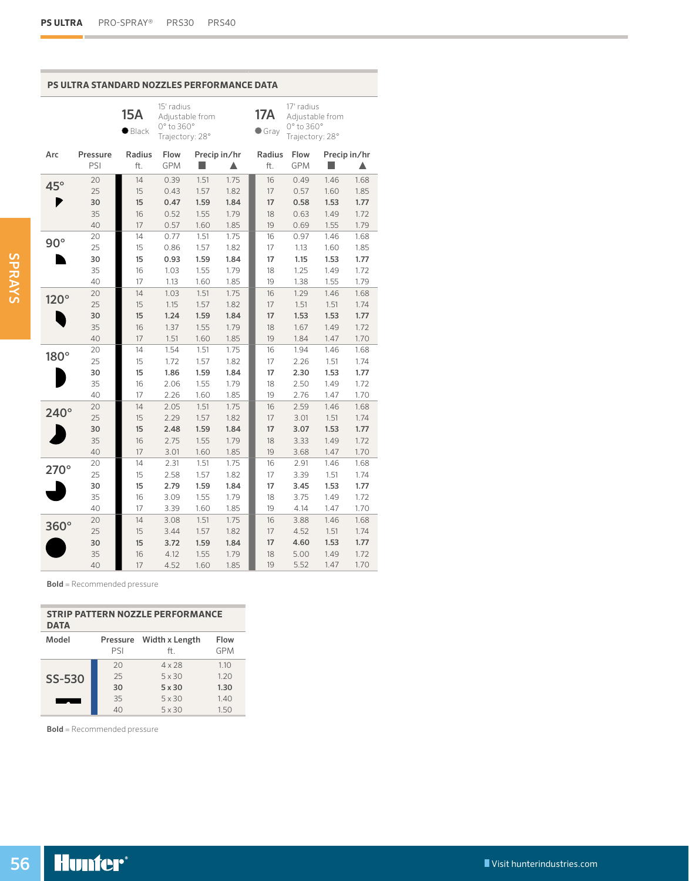## PS ULTRA STANDARD NOZZLES PERFORMANCE DATA

**15A** ● Black — 15' radius, Adjustable from 0° to 360°, Trajectory: 28°

**17A** ● Gray — 17' radius, Adjustable from 0° to 360°, Trajectory: 28°

| Arc | Pressure PSI | 15A Radius ft. | 15A Flow GPM | 15A Precip in/hr ■ | 15A Precip in/hr ▲ | 17A Radius ft. | 17A Flow GPM | 17A Precip in/hr ■ | 17A Precip in/hr ▲ |
|---|---|---|---|---|---|---|---|---|---|
| 45° | 20 | 14 | 0.39 | 1.51 | 1.75 | 16 | 0.49 | 1.46 | 1.68 |
| | 25 | 15 | 0.43 | 1.57 | 1.82 | 17 | 0.57 | 1.60 | 1.85 |
| | **30** | **15** | **0.47** | **1.59** | **1.84** | **17** | **0.58** | **1.53** | **1.77** |
| | 35 | 16 | 0.52 | 1.55 | 1.79 | 18 | 0.63 | 1.49 | 1.72 |
| | 40 | 17 | 0.57 | 1.60 | 1.85 | 19 | 0.69 | 1.55 | 1.79 |
| 90° | 20 | 14 | 0.77 | 1.51 | 1.75 | 16 | 0.97 | 1.46 | 1.68 |
| | 25 | 15 | 0.86 | 1.57 | 1.82 | 17 | 1.13 | 1.60 | 1.85 |
| | **30** | **15** | **0.93** | **1.59** | **1.84** | **17** | **1.15** | **1.53** | **1.77** |
| | 35 | 16 | 1.03 | 1.55 | 1.79 | 18 | 1.25 | 1.49 | 1.72 |
| | 40 | 17 | 1.13 | 1.60 | 1.85 | 19 | 1.38 | 1.55 | 1.79 |
| 120° | 20 | 14 | 1.03 | 1.51 | 1.75 | 16 | 1.29 | 1.46 | 1.68 |
| | 25 | 15 | 1.15 | 1.57 | 1.82 | 17 | 1.51 | 1.51 | 1.74 |
| | **30** | **15** | **1.24** | **1.59** | **1.84** | **17** | **1.53** | **1.53** | **1.77** |
| | 35 | 16 | 1.37 | 1.55 | 1.79 | 18 | 1.67 | 1.49 | 1.72 |
| | 40 | 17 | 1.51 | 1.60 | 1.85 | 19 | 1.84 | 1.47 | 1.70 |
| 180° | 20 | 14 | 1.54 | 1.51 | 1.75 | 16 | 1.94 | 1.46 | 1.68 |
| | 25 | 15 | 1.72 | 1.57 | 1.82 | 17 | 2.26 | 1.51 | 1.74 |
| | **30** | **15** | **1.86** | **1.59** | **1.84** | **17** | **2.30** | **1.53** | **1.77** |
| | 35 | 16 | 2.06 | 1.55 | 1.79 | 18 | 2.50 | 1.49 | 1.72 |
| | 40 | 17 | 2.26 | 1.60 | 1.85 | 19 | 2.76 | 1.47 | 1.70 |
| 240° | 20 | 14 | 2.05 | 1.51 | 1.75 | 16 | 2.59 | 1.46 | 1.68 |
| | 25 | 15 | 2.29 | 1.57 | 1.82 | 17 | 3.01 | 1.51 | 1.74 |
| | **30** | **15** | **2.48** | **1.59** | **1.84** | **17** | **3.07** | **1.53** | **1.77** |
| | 35 | 16 | 2.75 | 1.55 | 1.79 | 18 | 3.33 | 1.49 | 1.72 |
| | 40 | 17 | 3.01 | 1.60 | 1.85 | 19 | 3.68 | 1.47 | 1.70 |
| 270° | 20 | 14 | 2.31 | 1.51 | 1.75 | 16 | 2.91 | 1.46 | 1.68 |
| | 25 | 15 | 2.58 | 1.57 | 1.82 | 17 | 3.39 | 1.51 | 1.74 |
| | **30** | **15** | **2.79** | **1.59** | **1.84** | **17** | **3.45** | **1.53** | **1.77** |
| | 35 | 16 | 3.09 | 1.55 | 1.79 | 18 | 3.75 | 1.49 | 1.72 |
| | 40 | 17 | 3.39 | 1.60 | 1.85 | 19 | 4.14 | 1.47 | 1.70 |
| 360° | 20 | 14 | 3.08 | 1.51 | 1.75 | 16 | 3.88 | 1.46 | 1.68 |
| | 25 | 15 | 3.44 | 1.57 | 1.82 | 17 | 4.52 | 1.51 | 1.74 |
| | **30** | **15** | **3.72** | **1.59** | **1.84** | **17** | **4.60** | **1.53** | **1.77** |
| | 35 | 16 | 4.12 | 1.55 | 1.79 | 18 | 5.00 | 1.49 | 1.72 |
| | 40 | 17 | 4.52 | 1.60 | 1.85 | 19 | 5.52 | 1.47 | 1.70 |

**Bold** = Recommended pressure

## STRIP PATTERN NOZZLE PERFORMANCE DATA

| Model | Pressure PSI | Width x Length ft. | Flow GPM |
|---|---|---|---|
| SS-530 | 20 | 4 x 28 | 1.10 |
| | 25 | 5 x 30 | 1.20 |
| | **30** | **5 x 30** | **1.30** |
| | 35 | 5 x 30 | 1.40 |
| | 40 | 5 x 30 | 1.50 |

**Bold** = Recommended pressure